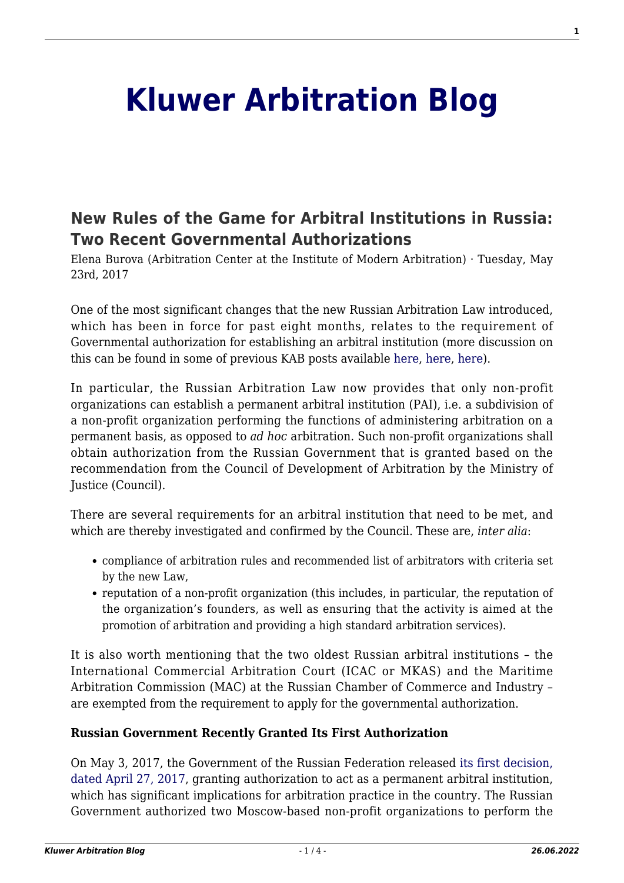# Kluwer Arbitration Blog

## New Rules of the Game for Arbitral Institutions in Russia: Two Recent Governmental Authorizations

Elena Burova (Arbitration Center at the Institute of Modern Arbitration) · Tuesday, May 23rd, 2017

One of the most significant changes that the new Russian Arbitration Law introduced, which has been in force for past eight months, relates to the requirement of Governmental authorization for establishing an arbitral institution (more discussion on this can be found in some of previous KAB posts available here, here, here).

In particular, the Russian Arbitration Law now provides that only non-profit organizations can establish a permanent arbitral institution (PAI), i.e. a subdivision of a non-profit organization performing the functions of administering arbitration on a permanent basis, as opposed to *ad hoc* arbitration. Such non-profit organizations shall obtain authorization from the Russian Government that is granted based on the recommendation from the Council of Development of Arbitration by the Ministry of Justice (Council).

There are several requirements for an arbitral institution that need to be met, and which are thereby investigated and confirmed by the Council. These are, *inter alia*:

- compliance of arbitration rules and recommended list of arbitrators with criteria set by the new Law,
- reputation of a non-profit organization (this includes, in particular, the reputation of the organization's founders, as well as ensuring that the activity is aimed at the promotion of arbitration and providing a high standard arbitration services).

It is also worth mentioning that the two oldest Russian arbitral institutions – the International Commercial Arbitration Court (ICAC or MKAS) and the Maritime Arbitration Commission (MAC) at the Russian Chamber of Commerce and Industry – are exempted from the requirement to apply for the governmental authorization.

**Russian Government Recently Granted Its First Authorization**

On May 3, 2017, the Government of the Russian Federation released its first decision, dated April 27, 2017, granting authorization to act as a permanent arbitral institution, which has significant implications for arbitration practice in the country. The Russian Government authorized two Moscow-based non-profit organizations to perform the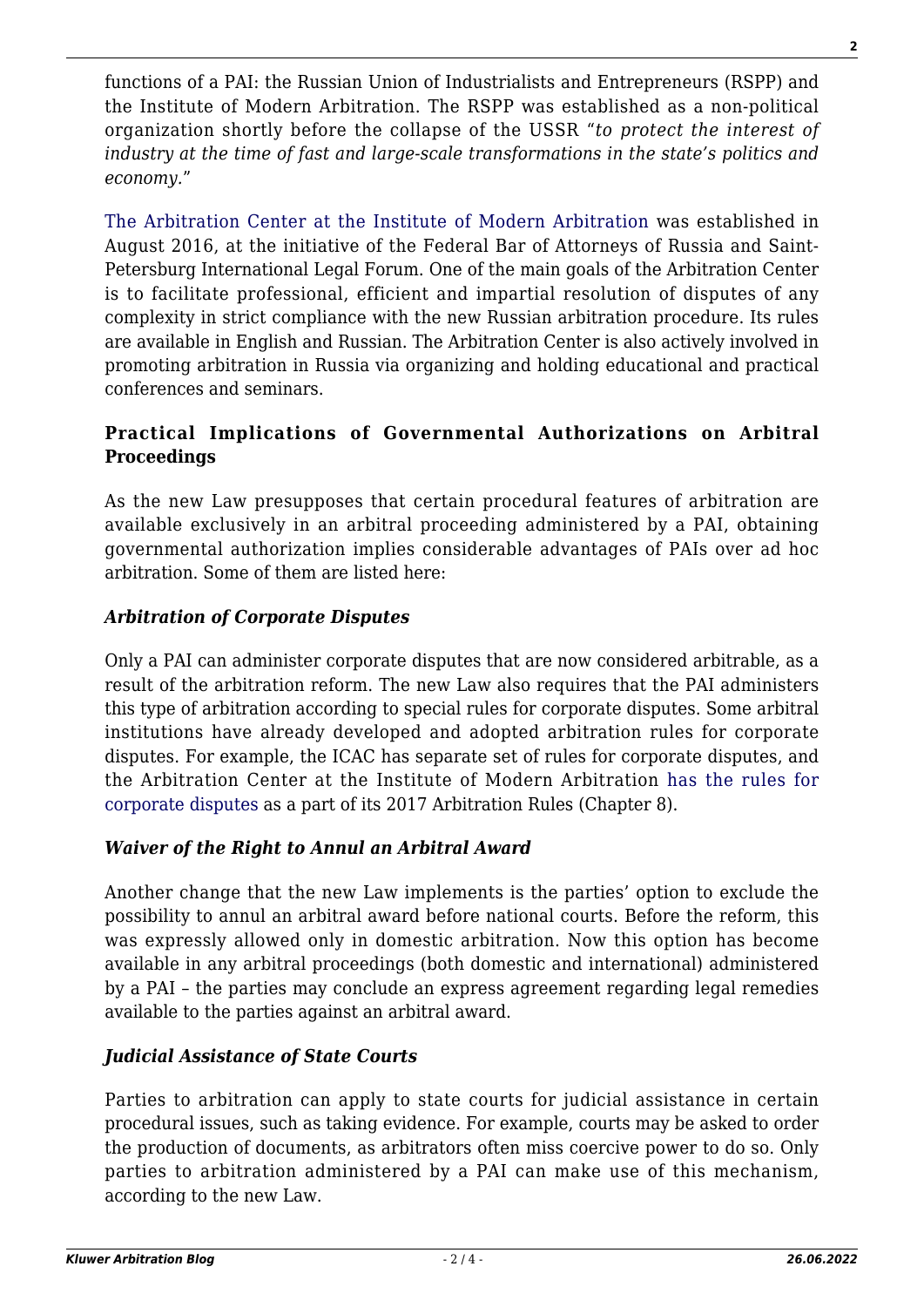functions of a PAI: the Russian Union of Industrialists and Entrepreneurs (RSPP) and the Institute of Modern Arbitration. The RSPP was established as a non-political organization shortly before the collapse of the USSR "*to protect the interest of industry at the time of fast and large-scale transformations in the state's politics and economy.*"

The Arbitration Center at the Institute of Modern Arbitration was established in August 2016, at the initiative of the Federal Bar of Attorneys of Russia and Saint-Petersburg International Legal Forum. One of the main goals of the Arbitration Center is to facilitate professional, efficient and impartial resolution of disputes of any complexity in strict compliance with the new Russian arbitration procedure. Its rules are available in English and Russian. The Arbitration Center is also actively involved in promoting arbitration in Russia via organizing and holding educational and practical conferences and seminars.

### Practical Implications of Governmental Authorizations on Arbitral Proceedings

As the new Law presupposes that certain procedural features of arbitration are available exclusively in an arbitral proceeding administered by a PAI, obtaining governmental authorization implies considerable advantages of PAIs over ad hoc arbitration. Some of them are listed here:

#### *Arbitration of Corporate Disputes*

Only a PAI can administer corporate disputes that are now considered arbitrable, as a result of the arbitration reform. The new Law also requires that the PAI administers this type of arbitration according to special rules for corporate disputes. Some arbitral institutions have already developed and adopted arbitration rules for corporate disputes. For example, the ICAC has separate set of rules for corporate disputes, and the Arbitration Center at the Institute of Modern Arbitration has the rules for corporate disputes as a part of its 2017 Arbitration Rules (Chapter 8).

#### *Waiver of the Right to Annul an Arbitral Award*

Another change that the new Law implements is the parties' option to exclude the possibility to annul an arbitral award before national courts. Before the reform, this was expressly allowed only in domestic arbitration. Now this option has become available in any arbitral proceedings (both domestic and international) administered by a PAI – the parties may conclude an express agreement regarding legal remedies available to the parties against an arbitral award.

#### *Judicial Assistance of State Courts*

Parties to arbitration can apply to state courts for judicial assistance in certain procedural issues, such as taking evidence. For example, courts may be asked to order the production of documents, as arbitrators often miss coercive power to do so. Only parties to arbitration administered by a PAI can make use of this mechanism, according to the new Law.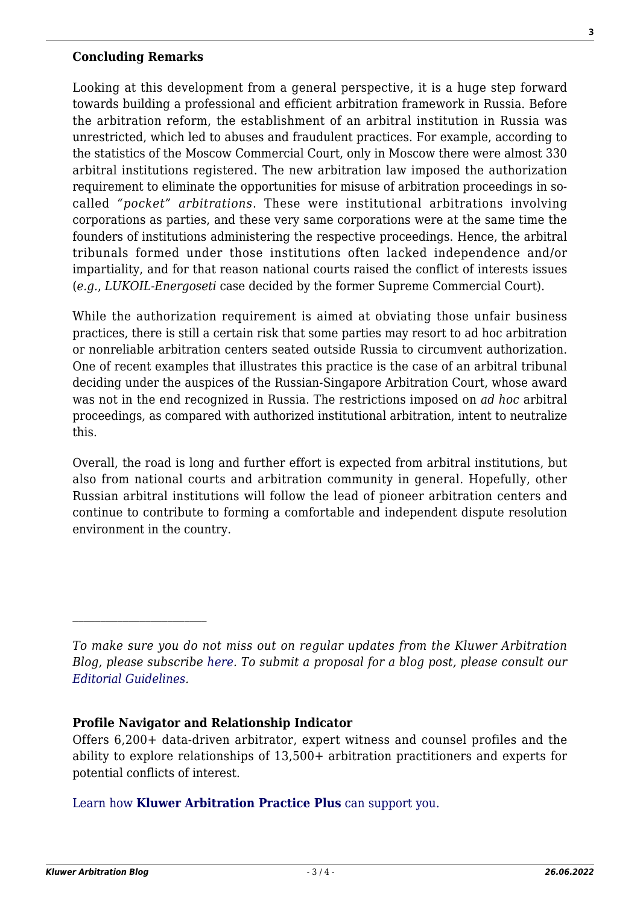**Concluding Remarks**

Looking at this development from a general perspective, it is a huge step forward towards building a professional and efficient arbitration framework in Russia. Before the arbitration reform, the establishment of an arbitral institution in Russia was unrestricted, which led to abuses and fraudulent practices. For example, according to the statistics of the Moscow Commercial Court, only in Moscow there were almost 330 arbitral institutions registered. The new arbitration law imposed the authorization requirement to eliminate the opportunities for misuse of arbitration proceedings in so-called *"pocket" arbitrations*. These were institutional arbitrations involving corporations as parties, and these very same corporations were at the same time the founders of institutions administering the respective proceedings. Hence, the arbitral tribunals formed under those institutions often lacked independence and/or impartiality, and for that reason national courts raised the conflict of interests issues (*e.g.*, *LUKOIL-Energoseti* case decided by the former Supreme Commercial Court).

While the authorization requirement is aimed at obviating those unfair business practices, there is still a certain risk that some parties may resort to ad hoc arbitration or nonreliable arbitration centers seated outside Russia to circumvent authorization. One of recent examples that illustrates this practice is the case of an arbitral tribunal deciding under the auspices of the Russian-Singapore Arbitration Court, whose award was not in the end recognized in Russia. The restrictions imposed on *ad hoc* arbitral proceedings, as compared with authorized institutional arbitration, intent to neutralize this.

Overall, the road is long and further effort is expected from arbitral institutions, but also from national courts and arbitration community in general. Hopefully, other Russian arbitral institutions will follow the lead of pioneer arbitration centers and continue to contribute to forming a comfortable and independent dispute resolution environment in the country.

---

*To make sure you do not miss out on regular updates from the Kluwer Arbitration Blog, please subscribe here. To submit a proposal for a blog post, please consult our Editorial Guidelines.*

**Profile Navigator and Relationship Indicator**

Offers 6,200+ data-driven arbitrator, expert witness and counsel profiles and the ability to explore relationships of 13,500+ arbitration practitioners and experts for potential conflicts of interest.

Learn how **Kluwer Arbitration Practice Plus** can support you.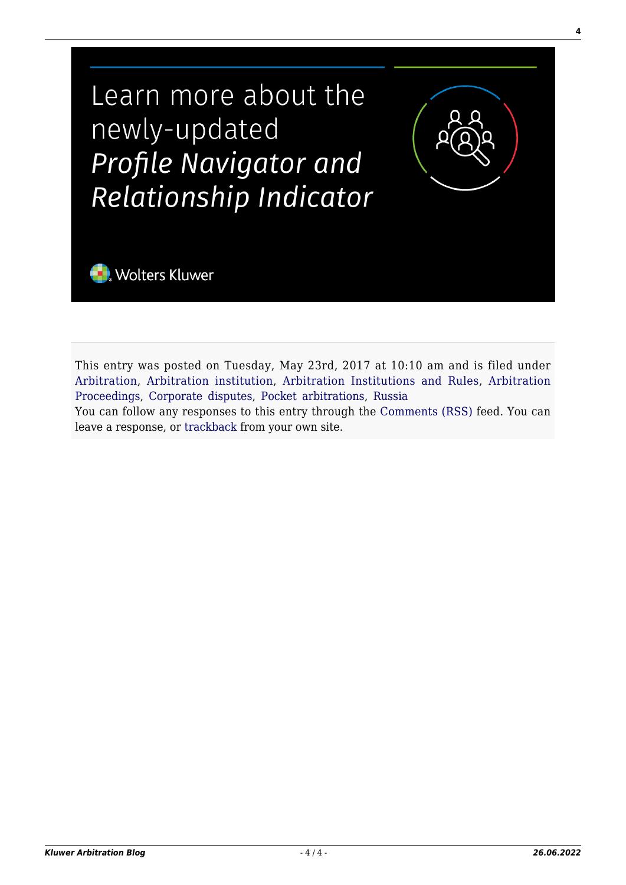Learn more about the newly-updated *Profile Navigator and Relationship Indicator*

Wolters Kluwer

This entry was posted on Tuesday, May 23rd, 2017 at 10:10 am and is filed under Arbitration, Arbitration institution, Arbitration Institutions and Rules, Arbitration Proceedings, Corporate disputes, Pocket arbitrations, Russia
You can follow any responses to this entry through the Comments (RSS) feed. You can leave a response, or trackback from your own site.